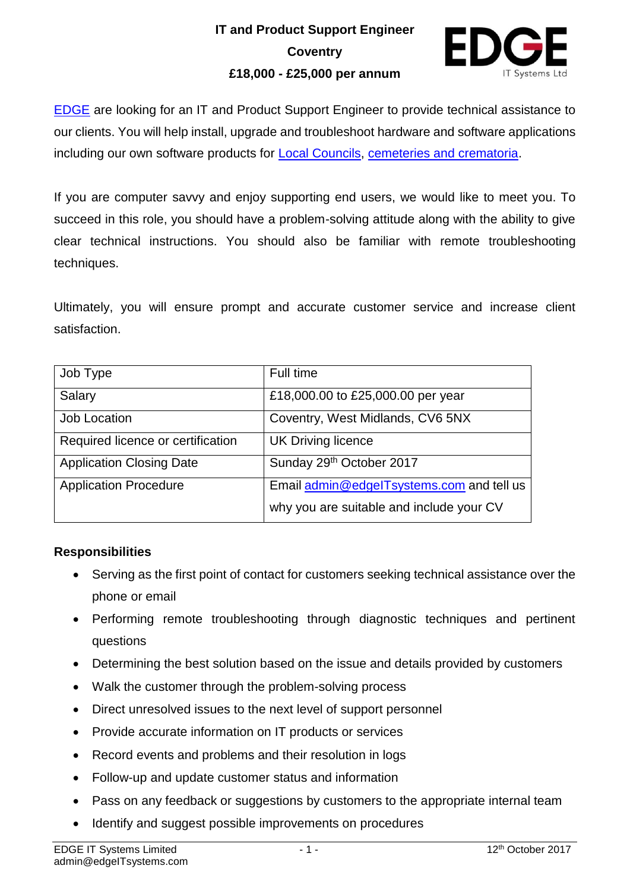**IT and Product Support Engineer**

**Coventry**

**£18,000 - £25,000 per annum**

EDGE are looking for an IT and Product Support Engineer to provide technical assistance to our clients. You will help install, upgrade and troubleshoot hardware and software applications including our own software products for Local Councils, cemeteries and crematoria.

If you are computer savvy and enjoy supporting end users, we would like to meet you. To succeed in this role, you should have a problem-solving attitude along with the ability to give clear technical instructions. You should also be familiar with remote troubleshooting techniques.

Ultimately, you will ensure prompt and accurate customer service and increase client satisfaction.

| Job Type | Full time |
|---|---|
| Salary | £18,000.00 to £25,000.00 per year |
| Job Location | Coventry, West Midlands, CV6 5NX |
| Required licence or certification | UK Driving licence |
| Application Closing Date | Sunday 29th October 2017 |
| Application Procedure | Email admin@edgeITsystems.com and tell us why you are suitable and include your CV |

**Responsibilities**

- Serving as the first point of contact for customers seeking technical assistance over the phone or email
- Performing remote troubleshooting through diagnostic techniques and pertinent questions
- Determining the best solution based on the issue and details provided by customers
- Walk the customer through the problem-solving process
- Direct unresolved issues to the next level of support personnel
- Provide accurate information on IT products or services
- Record events and problems and their resolution in logs
- Follow-up and update customer status and information
- Pass on any feedback or suggestions by customers to the appropriate internal team
- Identify and suggest possible improvements on procedures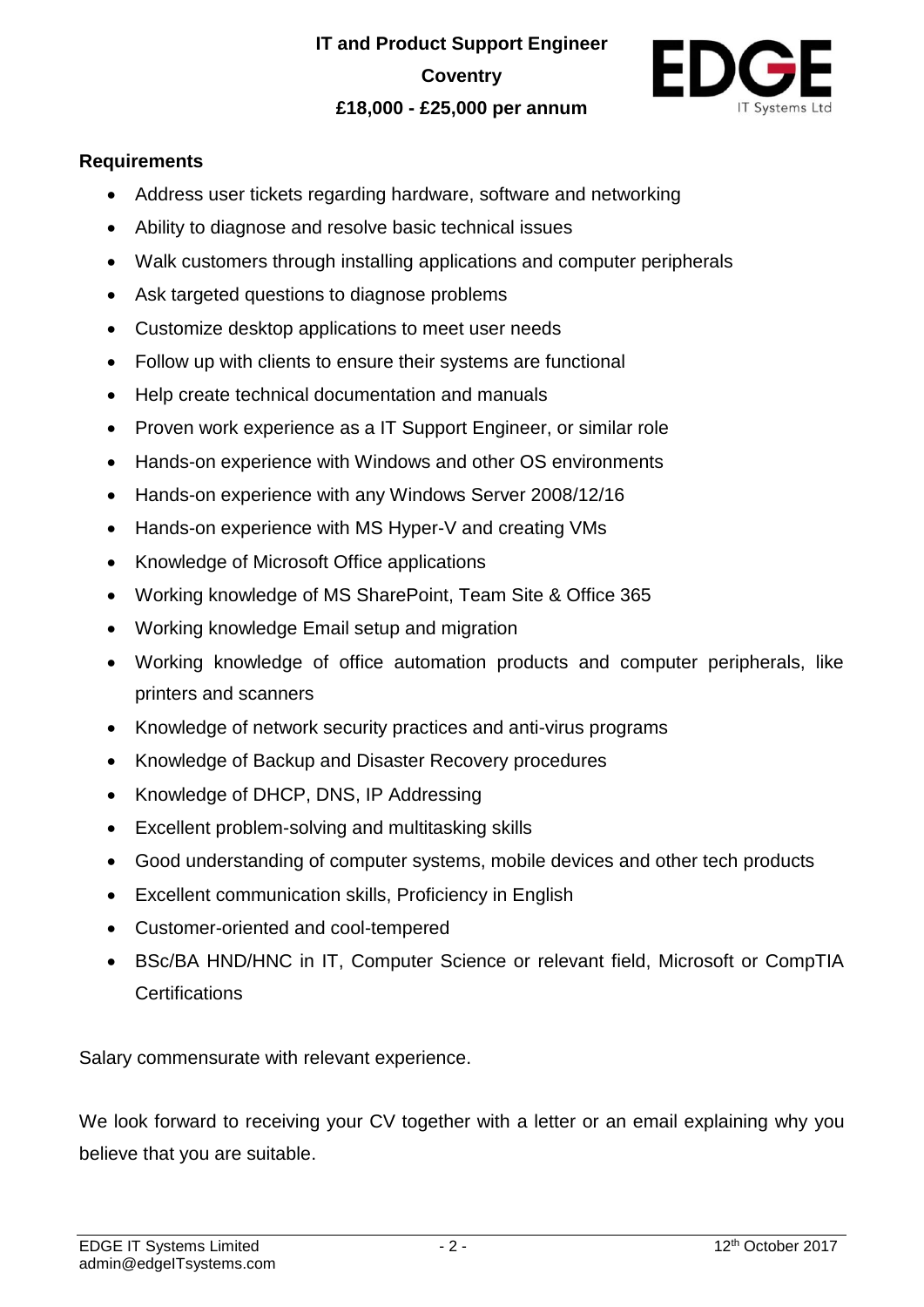**IT and Product Support Engineer**

**Coventry**

**£18,000 - £25,000 per annum**

EDGE IT Systems Ltd

**Requirements**

- Address user tickets regarding hardware, software and networking
- Ability to diagnose and resolve basic technical issues
- Walk customers through installing applications and computer peripherals
- Ask targeted questions to diagnose problems
- Customize desktop applications to meet user needs
- Follow up with clients to ensure their systems are functional
- Help create technical documentation and manuals
- Proven work experience as a IT Support Engineer, or similar role
- Hands-on experience with Windows and other OS environments
- Hands-on experience with any Windows Server 2008/12/16
- Hands-on experience with MS Hyper-V and creating VMs
- Knowledge of Microsoft Office applications
- Working knowledge of MS SharePoint, Team Site & Office 365
- Working knowledge Email setup and migration
- Working knowledge of office automation products and computer peripherals, like printers and scanners
- Knowledge of network security practices and anti-virus programs
- Knowledge of Backup and Disaster Recovery procedures
- Knowledge of DHCP, DNS, IP Addressing
- Excellent problem-solving and multitasking skills
- Good understanding of computer systems, mobile devices and other tech products
- Excellent communication skills, Proficiency in English
- Customer-oriented and cool-tempered
- BSc/BA HND/HNC in IT, Computer Science or relevant field, Microsoft or CompTIA Certifications

Salary commensurate with relevant experience.

We look forward to receiving your CV together with a letter or an email explaining why you believe that you are suitable.